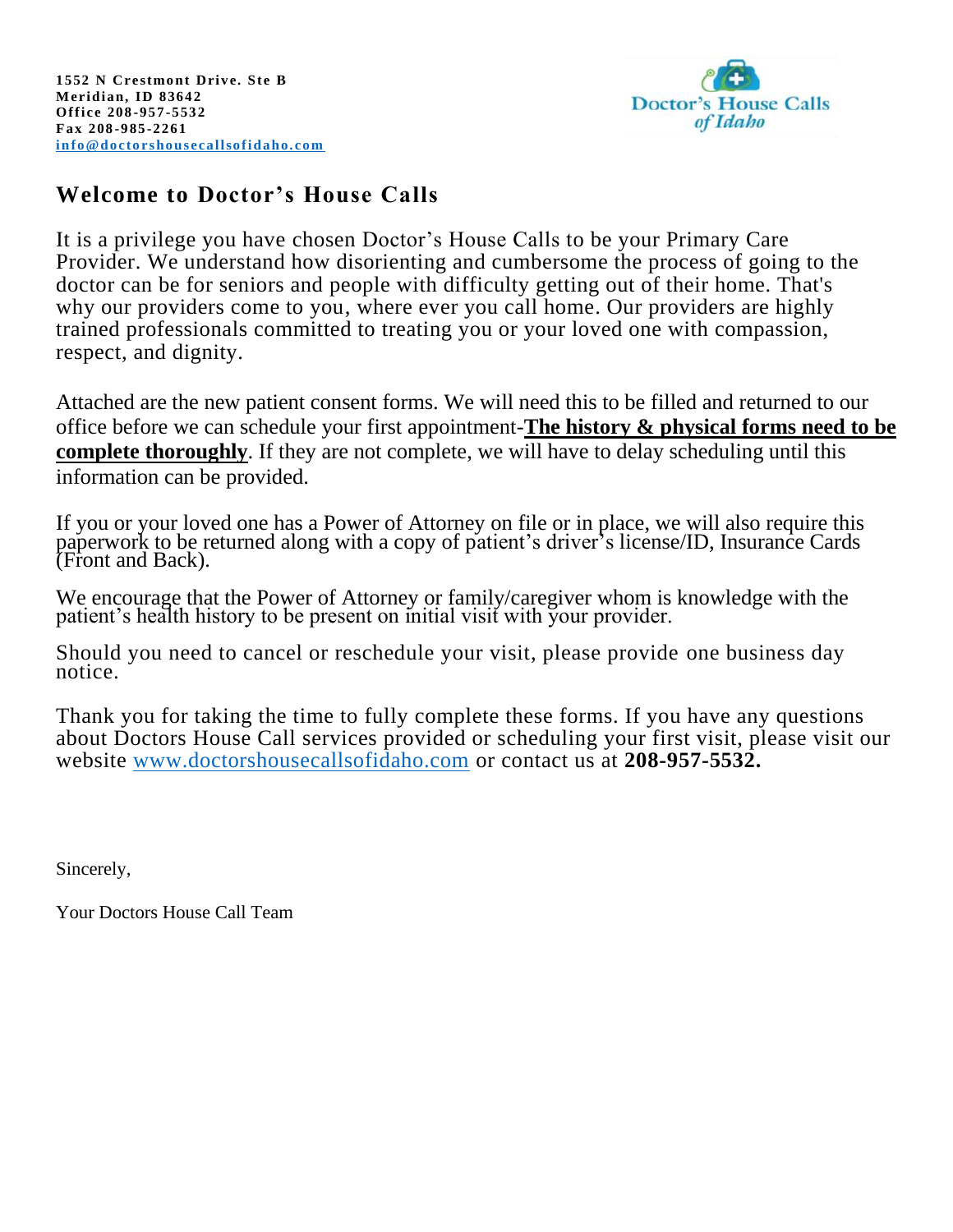**1552 N Crestmont Drive. Ste B**
**Meridian, ID 83642**
**Office 208-957-5532**
**Fax 208-985-2261**
**info@doctorshousecallsofidaho.com**

Doctor's House Calls of Idaho

## Welcome to Doctor's House Calls

It is a privilege you have chosen Doctor's House Calls to be your Primary Care Provider. We understand how disorienting and cumbersome the process of going to the doctor can be for seniors and people with difficulty getting out of their home. That's why our providers come to you, where ever you call home. Our providers are highly trained professionals committed to treating you or your loved one with compassion, respect, and dignity.

Attached are the new patient consent forms. We will need this to be filled and returned to our office before we can schedule your first appointment-**The history & physical forms need to be complete thoroughly**. If they are not complete, we will have to delay scheduling until this information can be provided.

If you or your loved one has a Power of Attorney on file or in place, we will also require this paperwork to be returned along with a copy of patient's driver's license/ID, Insurance Cards (Front and Back).

We encourage that the Power of Attorney or family/caregiver whom is knowledge with the patient's health history to be present on initial visit with your provider.

Should you need to cancel or reschedule your visit, please provide one business day notice.

Thank you for taking the time to fully complete these forms. If you have any questions about Doctors House Call services provided or scheduling your first visit, please visit our website www.doctorshousecallsofidaho.com or contact us at **208-957-5532.**

Sincerely,

Your Doctors House Call Team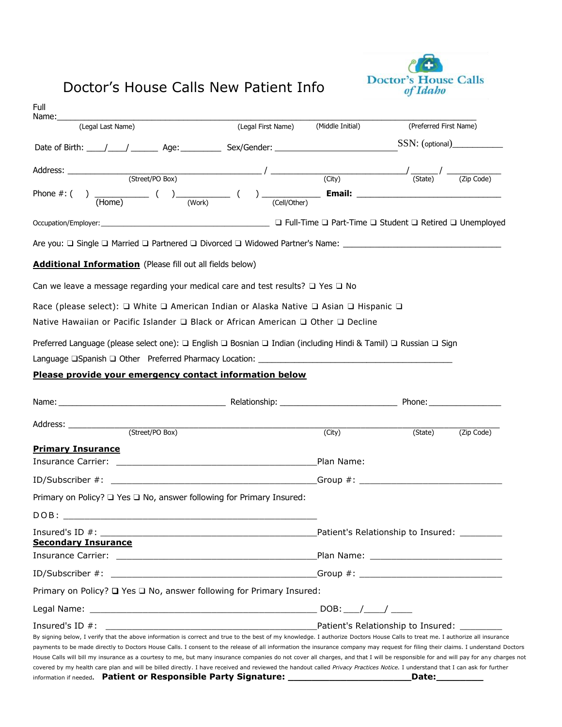# Doctor's House Calls New Patient Info

Doctor's House Calls of Idaho

Full Name:________________________________________________________________________________________

(Legal Last Name) (Legal First Name) (Middle Initial) (Preferred First Name)

Date of Birth: ____/____/ ______ Age: _________ Sex/Gender: __________________________ SSN: (optional)___________

Address: __________________________________________ / _____________________________/ ______/ ___________

(Street/PO Box) (City) (State) (Zip Code)

Phone #: ( ) ___________ ( )___________ ( ) ____________ **Email:** ________________________________

(Home) (Work) (Cell/Other)

Occupation/Employer: ________________________________________ ❑ Full-Time ❑ Part-Time ❑ Student ❑ Retired ❑ Unemployed

Are you: ❑ Single ❑ Married ❑ Partnered ❑ Divorced ❑ Widowed Partner's Name: __________________________________

**Additional Information** (Please fill out all fields below)

Can we leave a message regarding your medical care and test results? ❑ Yes ❑ No

Race (please select): ❑ White ❑ American Indian or Alaska Native ❑ Asian ❑ Hispanic ❑ Native Hawaiian or Pacific Islander ❑ Black or African American ❑ Other ❑ Decline

Preferred Language (please select one): ❑ English ❑ Bosnian ❑ Indian (including Hindi & Tamil) ❑ Russian ❑ Sign Language ❑Spanish ❑ Other Preferred Pharmacy Location: ________________________________________

**Please provide your emergency contact information below**

Name: ___________________________________ Relationship: _________________________ Phone: ________________

Address: _____________________________________________________________________________________________

(Street/PO Box) (City) (State) (Zip Code)

**Primary Insurance**

Insurance Carrier: __________________________________________Plan Name:

ID/Subscriber #: ___________________________________________Group #: ______________________________

Primary on Policy? ❑ Yes ❑ No, answer following for Primary Insured:

DOB: ______________________________________________________

Insured's ID #: ______________________________________________Patient's Relationship to Insured: _________

**Secondary Insurance**

Insurance Carrier: __________________________________________Plan Name: ____________________________

ID/Subscriber #: ___________________________________________Group #: ______________________________

Primary on Policy? ❑ Yes ❑ No, answer following for Primary Insured:

Legal Name: ________________________________________________ DOB: ___/____/ ____

Insured's ID #: _____________________________________________Patient's Relationship to Insured: _________

By signing below, I verify that the above information is correct and true to the best of my knowledge. I authorize Doctors House Calls to treat me. I authorize all insurance payments to be made directly to Doctors House Calls. I consent to the release of all information the insurance company may request for filing their claims. I understand Doctors House Calls will bill my insurance as a courtesy to me, but many insurance companies do not cover all charges, and that I will be responsible for and will pay for any charges not covered by my health care plan and will be billed directly. I have received and reviewed the handout called *Privacy Practices Notice.* I understand that I can ask for further information if needed. **Patient or Responsible Party Signature: _______________________Date:_________**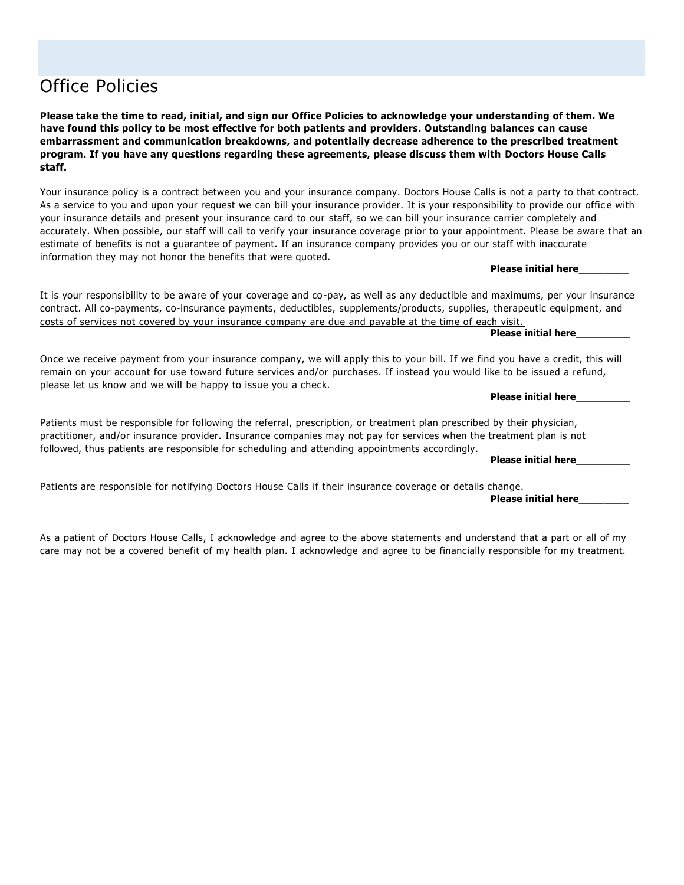# Office Policies

**Please take the time to read, initial, and sign our Office Policies to acknowledge your understanding of them. We have found this policy to be most effective for both patients and providers. Outstanding balances can cause embarrassment and communication breakdowns, and potentially decrease adherence to the prescribed treatment program. If you have any questions regarding these agreements, please discuss them with Doctors House Calls staff.**

Your insurance policy is a contract between you and your insurance company. Doctors House Calls is not a party to that contract. As a service to you and upon your request we can bill your insurance provider. It is your responsibility to provide our office with your insurance details and present your insurance card to our staff, so we can bill your insurance carrier completely and accurately. When possible, our staff will call to verify your insurance coverage prior to your appointment. Please be aware that an estimate of benefits is not a guarantee of payment. If an insurance company provides you or our staff with inaccurate information they may not honor the benefits that were quoted.

**Please initial here________**

It is your responsibility to be aware of your coverage and co-pay, as well as any deductible and maximums, per your insurance contract. <u>All co-payments, co-insurance payments, deductibles, supplements/products, supplies, therapeutic equipment, and costs of services not covered by your insurance company are due and payable at the time of each visit.</u>

**Please initial here_________**

Once we receive payment from your insurance company, we will apply this to your bill. If we find you have a credit, this will remain on your account for use toward future services and/or purchases. If instead you would like to be issued a refund, please let us know and we will be happy to issue you a check.

**Please initial here_________**

Patients must be responsible for following the referral, prescription, or treatment plan prescribed by their physician, practitioner, and/or insurance provider. Insurance companies may not pay for services when the treatment plan is not followed, thus patients are responsible for scheduling and attending appointments accordingly.

**Please initial here_________**

Patients are responsible for notifying Doctors House Calls if their insurance coverage or details change.

**Please initial here________**

As a patient of Doctors House Calls, I acknowledge and agree to the above statements and understand that a part or all of my care may not be a covered benefit of my health plan. I acknowledge and agree to be financially responsible for my treatment.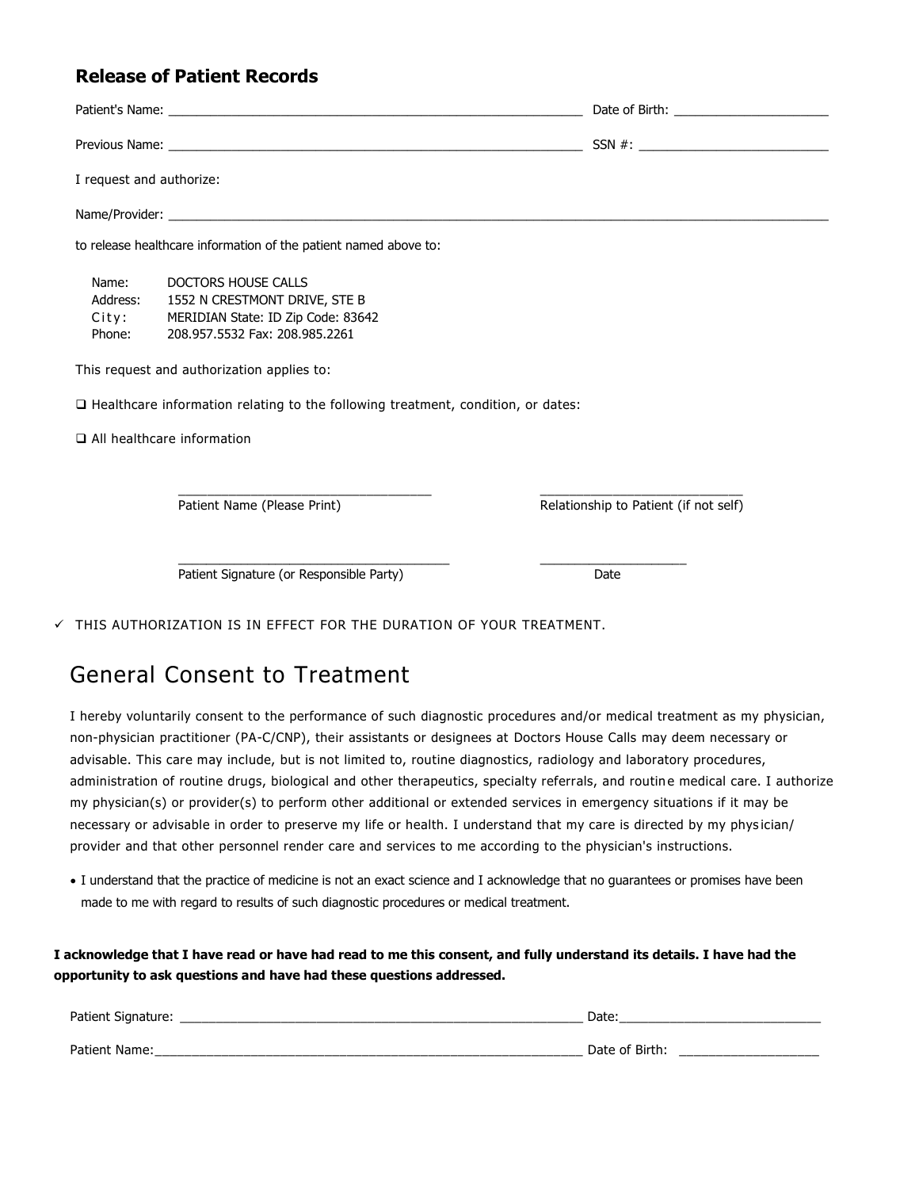## Release of Patient Records

Patient's Name: ________________________________________________ Date of Birth: ____________________

Previous Name: ________________________________________________ SSN #: ________________________

I request and authorize:

Name/Provider: ________________________________________________________________________________

to release healthcare information of the patient named above to:

Name: DOCTORS HOUSE CALLS
Address: 1552 N CRESTMONT DRIVE, STE B
City: MERIDIAN State: ID Zip Code: 83642
Phone: 208.957.5532 Fax: 208.985.2261

This request and authorization applies to:

❑ Healthcare information relating to the following treatment, condition, or dates:

❑ All healthcare information

________________________________ ________________________________
Patient Name (Please Print) Relationship to Patient (if not self)

________________________________ ____________________
Patient Signature (or Responsible Party) Date

✓ THIS AUTHORIZATION IS IN EFFECT FOR THE DURATION OF YOUR TREATMENT.

# General Consent to Treatment

I hereby voluntarily consent to the performance of such diagnostic procedures and/or medical treatment as my physician, non-physician practitioner (PA-C/CNP), their assistants or designees at Doctors House Calls may deem necessary or advisable. This care may include, but is not limited to, routine diagnostics, radiology and laboratory procedures, administration of routine drugs, biological and other therapeutics, specialty referrals, and routine medical care. I authorize my physician(s) or provider(s) to perform other additional or extended services in emergency situations if it may be necessary or advisable in order to preserve my life or health. I understand that my care is directed by my physician/ provider and that other personnel render care and services to me according to the physician's instructions.

- I understand that the practice of medicine is not an exact science and I acknowledge that no guarantees or promises have been made to me with regard to results of such diagnostic procedures or medical treatment.

**I acknowledge that I have read or have had read to me this consent, and fully understand its details. I have had the opportunity to ask questions and have had these questions addressed.**

Patient Signature: ________________________________________________ Date:________________________

Patient Name:________________________________________________ Date of Birth: ____________________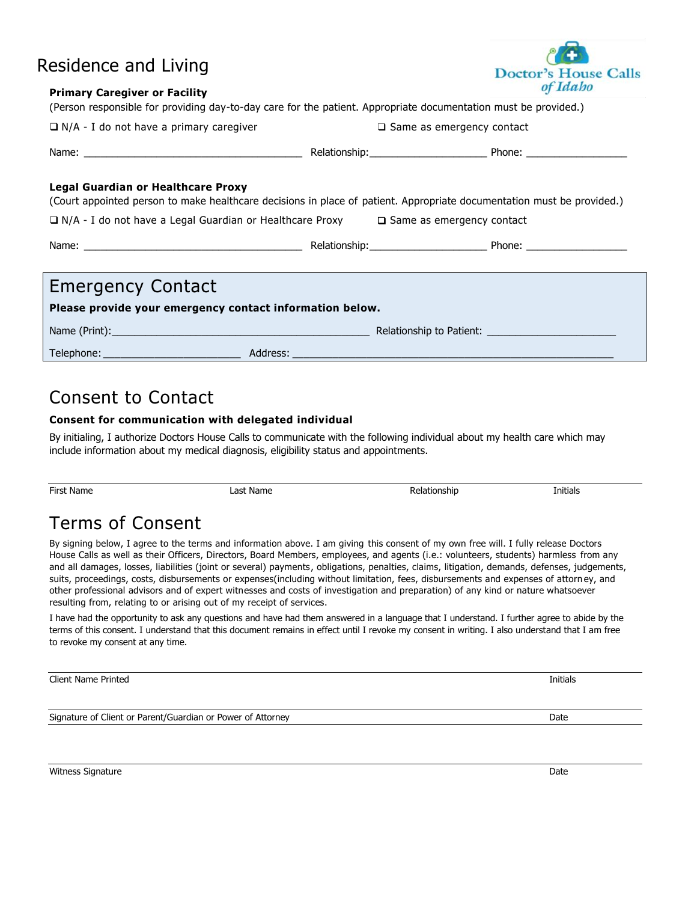# Residence and Living

**Primary Caregiver or Facility**

(Person responsible for providing day-to-day care for the patient. Appropriate documentation must be provided.)

❑ N/A - I do not have a primary caregiver ❑ Same as emergency contact

Name: ____________________________________ Relationship:___________________ Phone: _________________

**Legal Guardian or Healthcare Proxy**

(Court appointed person to make healthcare decisions in place of patient. Appropriate documentation must be provided.)

❑ N/A - I do not have a Legal Guardian or Healthcare Proxy ❑ Same as emergency contact

Name: ____________________________________ Relationship:___________________ Phone: _________________

## Emergency Contact

**Please provide your emergency contact information below.**

Name (Print):_____________________________________________ Relationship to Patient: ______________________

Telephone:_______________________ Address: _______________________________________________________

## Consent to Contact

**Consent for communication with delegated individual**

By initialing, I authorize Doctors House Calls to communicate with the following individual about my health care which may include information about my medical diagnosis, eligibility status and appointments.

| First Name | Last Name | Relationship | Initials |
|---|---|---|---|
| | | | |

## Terms of Consent

By signing below, I agree to the terms and information above. I am giving this consent of my own free will. I fully release Doctors House Calls as well as their Officers, Directors, Board Members, employees, and agents (i.e.: volunteers, students) harmless from any and all damages, losses, liabilities (joint or several) payments, obligations, penalties, claims, litigation, demands, defenses, judgements, suits, proceedings, costs, disbursements or expenses(including without limitation, fees, disbursements and expenses of attorney, and other professional advisors and of expert witnesses and costs of investigation and preparation) of any kind or nature whatsoever resulting from, relating to or arising out of my receipt of services.

I have had the opportunity to ask any questions and have had them answered in a language that I understand. I further agree to abide by the terms of this consent. I understand that this document remains in effect until I revoke my consent in writing. I also understand that I am free to revoke my consent at any time.

______________________________________________________________________________

Client Name Printed Initials

______________________________________________________________________________

Signature of Client or Parent/Guardian or Power of Attorney Date

______________________________________________________________________________

Witness Signature Date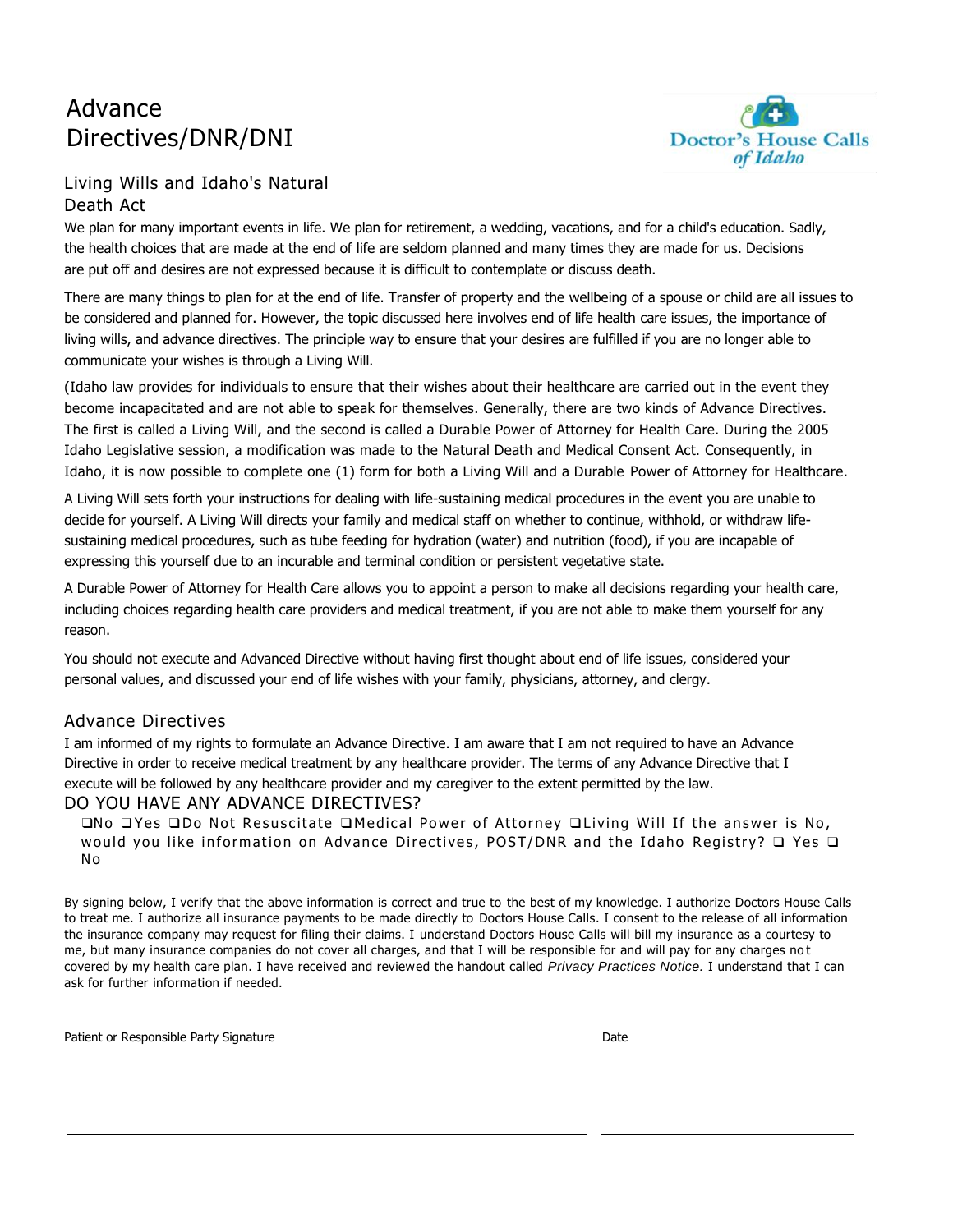# Advance Directives/DNR/DNI

Doctor's House Calls of Idaho

## Living Wills and Idaho's Natural Death Act

We plan for many important events in life. We plan for retirement, a wedding, vacations, and for a child's education. Sadly, the health choices that are made at the end of life are seldom planned and many times they are made for us. Decisions are put off and desires are not expressed because it is difficult to contemplate or discuss death.

There are many things to plan for at the end of life. Transfer of property and the wellbeing of a spouse or child are all issues to be considered and planned for. However, the topic discussed here involves end of life health care issues, the importance of living wills, and advance directives. The principle way to ensure that your desires are fulfilled if you are no longer able to communicate your wishes is through a Living Will.

(Idaho law provides for individuals to ensure that their wishes about their healthcare are carried out in the event they become incapacitated and are not able to speak for themselves. Generally, there are two kinds of Advance Directives. The first is called a Living Will, and the second is called a Durable Power of Attorney for Health Care. During the 2005 Idaho Legislative session, a modification was made to the Natural Death and Medical Consent Act. Consequently, in Idaho, it is now possible to complete one (1) form for both a Living Will and a Durable Power of Attorney for Healthcare.

A Living Will sets forth your instructions for dealing with life-sustaining medical procedures in the event you are unable to decide for yourself. A Living Will directs your family and medical staff on whether to continue, withhold, or withdraw life-sustaining medical procedures, such as tube feeding for hydration (water) and nutrition (food), if you are incapable of expressing this yourself due to an incurable and terminal condition or persistent vegetative state.

A Durable Power of Attorney for Health Care allows you to appoint a person to make all decisions regarding your health care, including choices regarding health care providers and medical treatment, if you are not able to make them yourself for any reason.

You should not execute and Advanced Directive without having first thought about end of life issues, considered your personal values, and discussed your end of life wishes with your family, physicians, attorney, and clergy.

## Advance Directives

I am informed of my rights to formulate an Advance Directive. I am aware that I am not required to have an Advance Directive in order to receive medical treatment by any healthcare provider. The terms of any Advance Directive that I execute will be followed by any healthcare provider and my caregiver to the extent permitted by the law.

### DO YOU HAVE ANY ADVANCE DIRECTIVES?

❑No ❑Yes ❑Do Not Resuscitate ❑Medical Power of Attorney ❑Living Will If the answer is No, would you like information on Advance Directives, POST/DNR and the Idaho Registry? ❑ Yes ❑ No

By signing below, I verify that the above information is correct and true to the best of my knowledge. I authorize Doctors House Calls to treat me. I authorize all insurance payments to be made directly to Doctors House Calls. I consent to the release of all information the insurance company may request for filing their claims. I understand Doctors House Calls will bill my insurance as a courtesy to me, but many insurance companies do not cover all charges, and that I will be responsible for and will pay for any charges not covered by my health care plan. I have received and reviewed the handout called *Privacy Practices Notice.* I understand that I can ask for further information if needed.

Patient or Responsible Party Signature ______________________________ Date ______________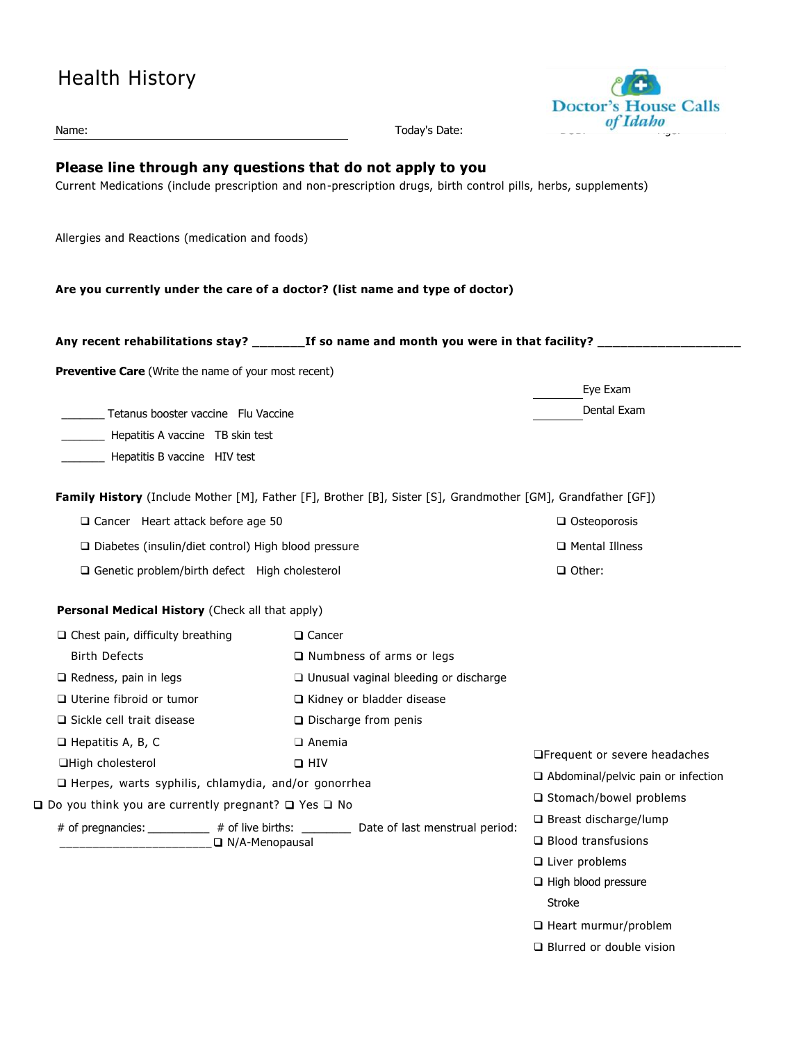# Health History

Doctor's House Calls of Idaho

Name: ______________________________ Today's Date:

**Please line through any questions that do not apply to you**

Current Medications (include prescription and non-prescription drugs, birth control pills, herbs, supplements)

Allergies and Reactions (medication and foods)

**Are you currently under the care of a doctor? (list name and type of doctor)**

**Any recent rehabilitations stay? _______If so name and month you were in that facility? ____________________**

**Preventive Care** (Write the name of your most recent)

_______ Tetanus booster vaccine Flu Vaccine

_______ Hepatitis A vaccine TB skin test

_______ Hepatitis B vaccine HIV test

________ Eye Exam

________ Dental Exam

**Family History** (Include Mother [M], Father [F], Brother [B], Sister [S], Grandmother [GM], Grandfather [GF])

- ❑ Cancer Heart attack before age 50
- ❑ Diabetes (insulin/diet control) High blood pressure
- ❑ Genetic problem/birth defect High cholesterol
- ❑ Osteoporosis
- ❑ Mental Illness
- ❑ Other:

**Personal Medical History** (Check all that apply)

- ❑ Chest pain, difficulty breathing
- Birth Defects
- ❑ Redness, pain in legs
- ❑ Uterine fibroid or tumor
- ❑ Sickle cell trait disease
- ❑ Hepatitis A, B, C
- ❑ High cholesterol
- ❑ Cancer
- ❑ Numbness of arms or legs
- ❑ Unusual vaginal bleeding or discharge
- ❑ Kidney or bladder disease
- ❑ Discharge from penis
- ❑ Anemia
- ❑ HIV
- ❑ Herpes, warts syphilis, chlamydia, and/or gonorrhea
- ❑ Frequent or severe headaches
- ❑ Abdominal/pelvic pain or infection
- ❑ Stomach/bowel problems
- ❑ Breast discharge/lump
- ❑ Blood transfusions
- ❑ Liver problems
- ❑ High blood pressure
- Stroke
- ❑ Heart murmur/problem
- ❑ Blurred or double vision

❑ Do you think you are currently pregnant? ❑ Yes ❑ No

# of pregnancies: __________ # of live births: ________ Date of last menstrual period: ________________________ ❑ N/A-Menopausal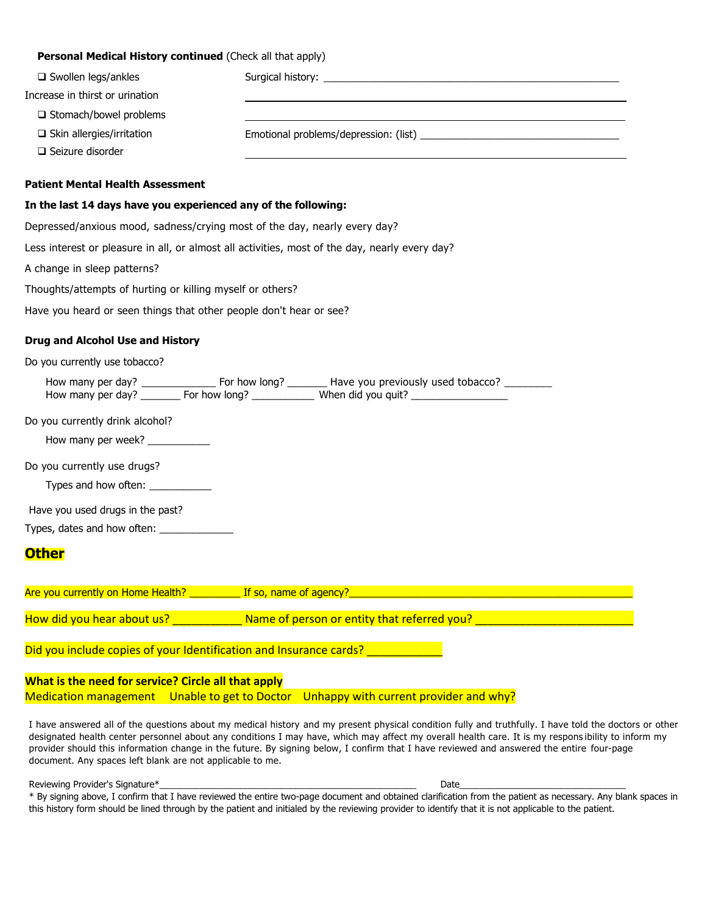**Personal Medical History continued** (Check all that apply)

- ❑ Swollen legs/ankles

Increase in thirst or urination

- ❑ Stomach/bowel problems
- ❑ Skin allergies/irritation
- ❑ Seizure disorder

Surgical history: ___________________________________________________

___________________________________________________

___________________________________________________

Emotional problems/depression: (list) ___________________________________

___________________________________________________

**Patient Mental Health Assessment**

**In the last 14 days have you experienced any of the following:**

Depressed/anxious mood, sadness/crying most of the day, nearly every day?

Less interest or pleasure in all, or almost all activities, most of the day, nearly every day?

A change in sleep patterns?

Thoughts/attempts of hurting or killing myself or others?

Have you heard or seen things that other people don't hear or see?

**Drug and Alcohol Use and History**

Do you currently use tobacco?

How many per day? _____________ For how long? _______ Have you previously used tobacco? ________
How many per day? _______ For how long? ___________ When did you quit? _________________

Do you currently drink alcohol?

How many per week? ___________

Do you currently use drugs?

Types and how often: ___________

Have you used drugs in the past?

Types, dates and how often: _____________

## Other

Are you currently on Home Health? _________ If so, name of agency?_________________________________________________

How did you hear about us? ___________ Name of person or entity that referred you? _________________________

Did you include copies of your Identification and Insurance cards? ____________

**What is the need for service? Circle all that apply**
Medication management   Unable to get to Doctor   Unhappy with current provider and why?

I have answered all of the questions about my medical history and my present physical condition fully and truthfully. I have told the doctors or other designated health center personnel about any conditions I may have, which may affect my overall health care. It is my responsibility to inform my provider should this information change in the future. By signing below, I confirm that I have reviewed and answered the entire four-page document. Any spaces left blank are not applicable to me.

Reviewing Provider's Signature*__________________________________________________ Date________________________________

* By signing above, I confirm that I have reviewed the entire two-page document and obtained clarification from the patient as necessary. Any blank spaces in this history form should be lined through by the patient and initialed by the reviewing provider to identify that it is not applicable to the patient.